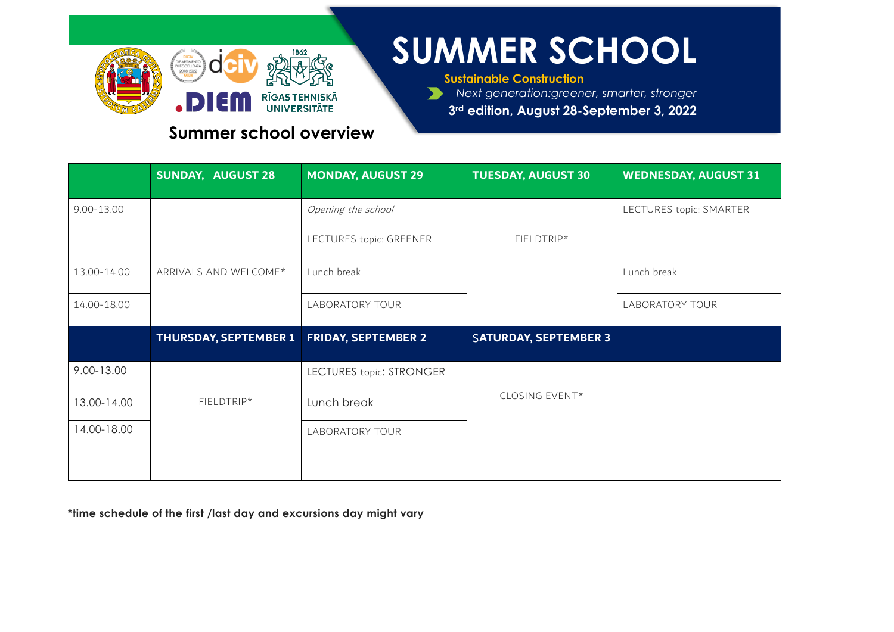# SUMMER SCHOOL

**Sustainable Construction**

*Next generation:greener, smarter, stronger*

**3rd edition, August 28-September 3, 2022**

## Summer school overview

| | SUNDAY, AUGUST 28 | MONDAY, AUGUST 29 | TUESDAY, AUGUST 30 | WEDNESDAY, AUGUST 31 |
|---|---|---|---|---|
| 9.00-13.00 | | *Opening the school*<br>LECTURES topic: GREENER | FIELDTRIP* | LECTURES topic: SMARTER |
| 13.00-14.00 | ARRIVALS AND WELCOME* | Lunch break | | Lunch break |
| 14.00-18.00 | | LABORATORY TOUR | | LABORATORY TOUR |
| | **THURSDAY, SEPTEMBER 1** | **FRIDAY, SEPTEMBER 2** | **SATURDAY, SEPTEMBER 3** | |
| 9.00-13.00 | | LECTURES topic: STRONGER | CLOSING EVENT* | |
| 13.00-14.00 | FIELDTRIP* | Lunch break | | |
| 14.00-18.00 | | LABORATORY TOUR | | |

**\*time schedule of the first /last day and excursions day might vary**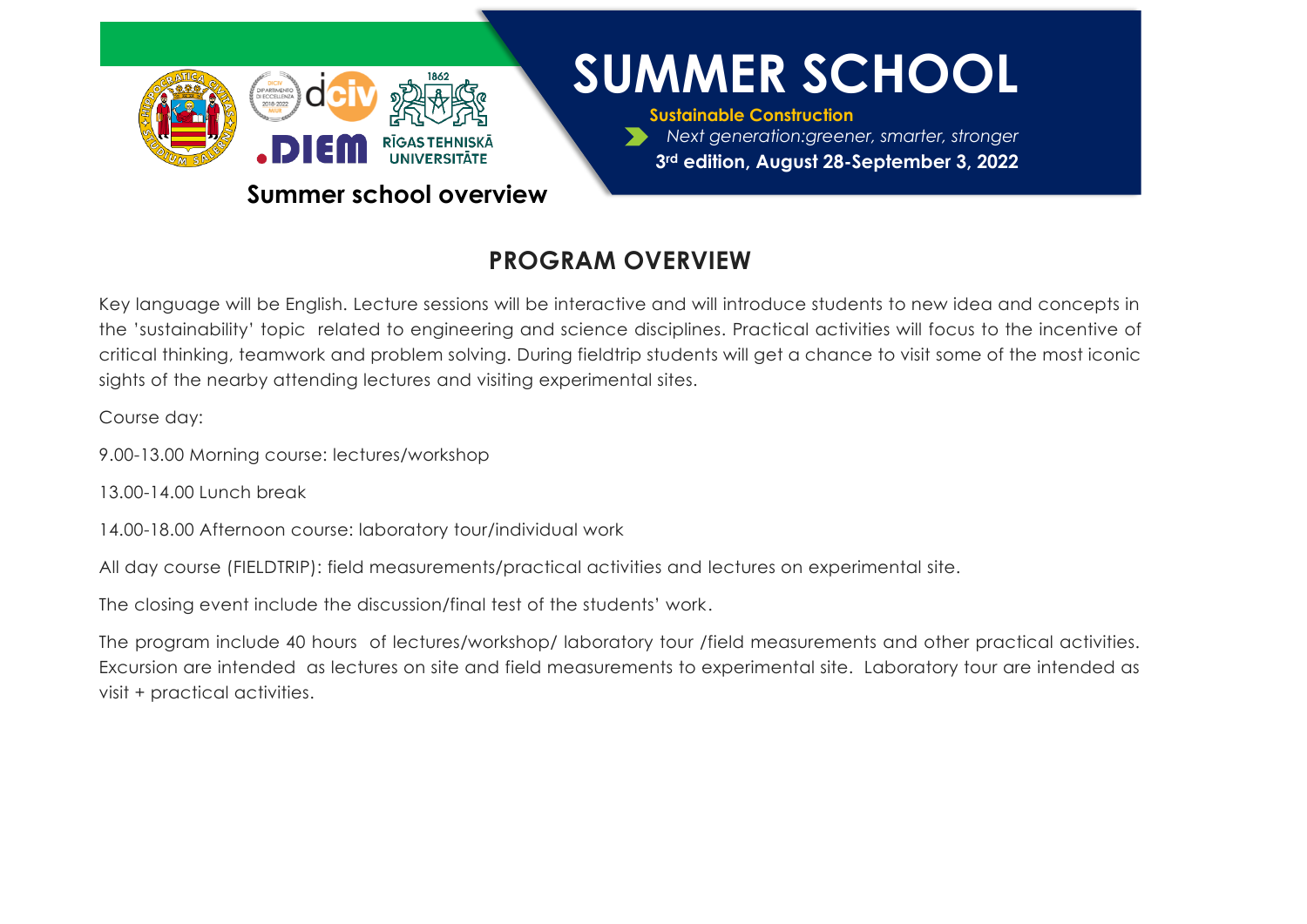# PROGRAM OVERVIEW

Key language will be English. Lecture sessions will be interactive and will introduce students to new idea and concepts in the 'sustainability' topic related to engineering and science disciplines. Practical activities will focus to the incentive of critical thinking, teamwork and problem solving. During fieldtrip students will get a chance to visit some of the most iconic sights of the nearby attending lectures and visiting experimental sites.

Course day:

9.00-13.00 Morning course: lectures/workshop

13.00-14.00 Lunch break

14.00-18.00 Afternoon course: laboratory tour/individual work

All day course (FIELDTRIP): field measurements/practical activities and lectures on experimental site.

The closing event include the discussion/final test of the students' work.

The program include 40 hours of lectures/workshop/ laboratory tour /field measurements and other practical activities. Excursion are intended as lectures on site and field measurements to experimental site. Laboratory tour are intended as visit + practical activities.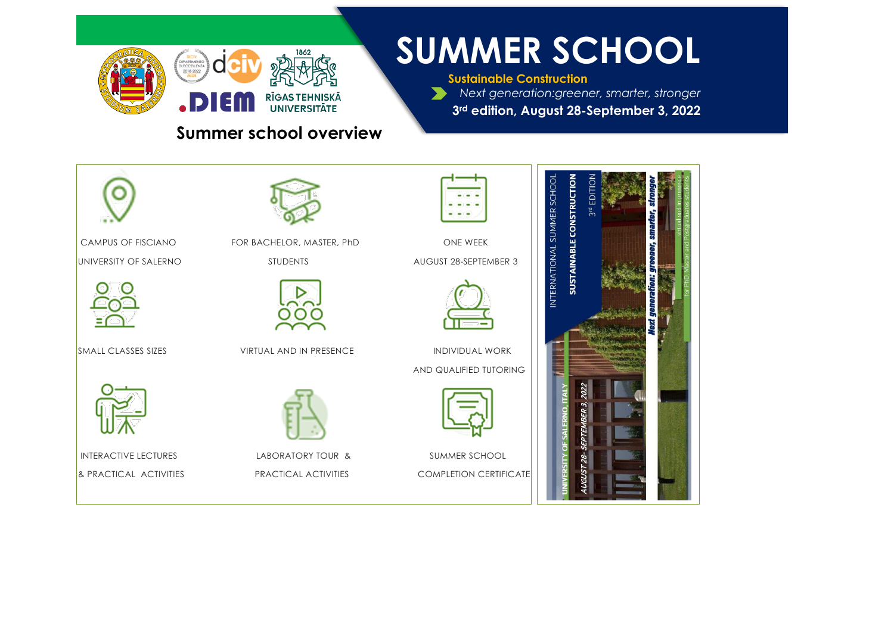# SUMMER SCHOOL

**Sustainable Construction**

*Next generation:greener, smarter, stronger*

**3rd edition, August 28-September 3, 2022**

## Summer school overview

CAMPUS OF FISCIANO
UNIVERSITY OF SALERNO

FOR BACHELOR, MASTER, PhD
STUDENTS

ONE WEEK
AUGUST 28-SEPTEMBER 3

SMALL CLASSES SIZES

VIRTUAL AND IN PRESENCE

INDIVIDUAL WORK
AND QUALIFIED TUTORING

INTERACTIVE LECTURES
& PRACTICAL ACTIVITIES

LABORATORY TOUR &
PRACTICAL ACTIVITIES

SUMMER SCHOOL
COMPLETION CERTIFICATE

INTERNATIONAL SUMMER SCHOOL

**SUSTAINABLE CONSTRUCTION**

3rd EDITION

**UNIVERSITY OF SALERNO, ITALY**

***AUGUST 28- SEPTEMBER 3, 2022***

***Next generation: greener, smarter, stronger***

virtual and in presence
for PhD, Master and Postgraduates students